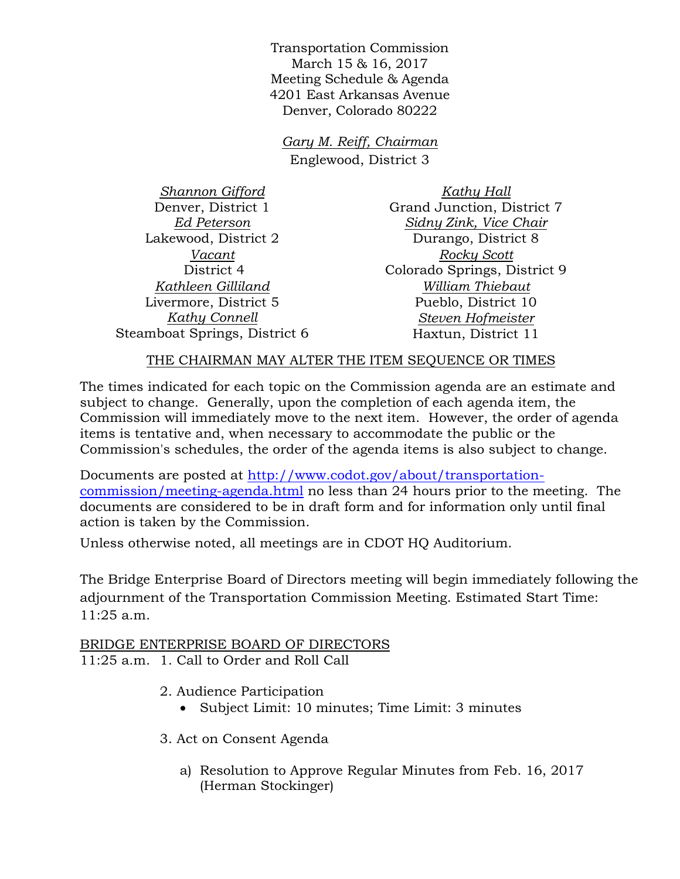Transportation Commission
March 15 & 16, 2017
Meeting Schedule & Agenda
4201 East Arkansas Avenue
Denver, Colorado 80222

*Gary M. Reiff, Chairman*
Englewood, District 3

*Shannon Gifford*
Denver, District 1

*Ed Peterson*
Lakewood, District 2

*Vacant*
District 4

*Kathleen Gilliland*
Livermore, District 5

*Kathy Connell*
Steamboat Springs, District 6

*Kathy Hall*
Grand Junction, District 7

*Sidny Zink, Vice Chair*
Durango, District 8

*Rocky Scott*
Colorado Springs, District 9

*William Thiebaut*
Pueblo, District 10

*Steven Hofmeister*
Haxtun, District 11

THE CHAIRMAN MAY ALTER THE ITEM SEQUENCE OR TIMES

The times indicated for each topic on the Commission agenda are an estimate and subject to change. Generally, upon the completion of each agenda item, the Commission will immediately move to the next item. However, the order of agenda items is tentative and, when necessary to accommodate the public or the Commission's schedules, the order of the agenda items is also subject to change.

Documents are posted at [http://www.codot.gov/about/transportation-commission/meeting-agenda.html](http://www.codot.gov/about/transportation-commission/meeting-agenda.html) no less than 24 hours prior to the meeting. The documents are considered to be in draft form and for information only until final action is taken by the Commission.

Unless otherwise noted, all meetings are in CDOT HQ Auditorium.

The Bridge Enterprise Board of Directors meeting will begin immediately following the adjournment of the Transportation Commission Meeting. Estimated Start Time: 11:25 a.m.

BRIDGE ENTERPRISE BOARD OF DIRECTORS

11:25 a.m. 1. Call to Order and Roll Call

2. Audience Participation
   - Subject Limit: 10 minutes; Time Limit: 3 minutes

3. Act on Consent Agenda

   a) Resolution to Approve Regular Minutes from Feb. 16, 2017 (Herman Stockinger)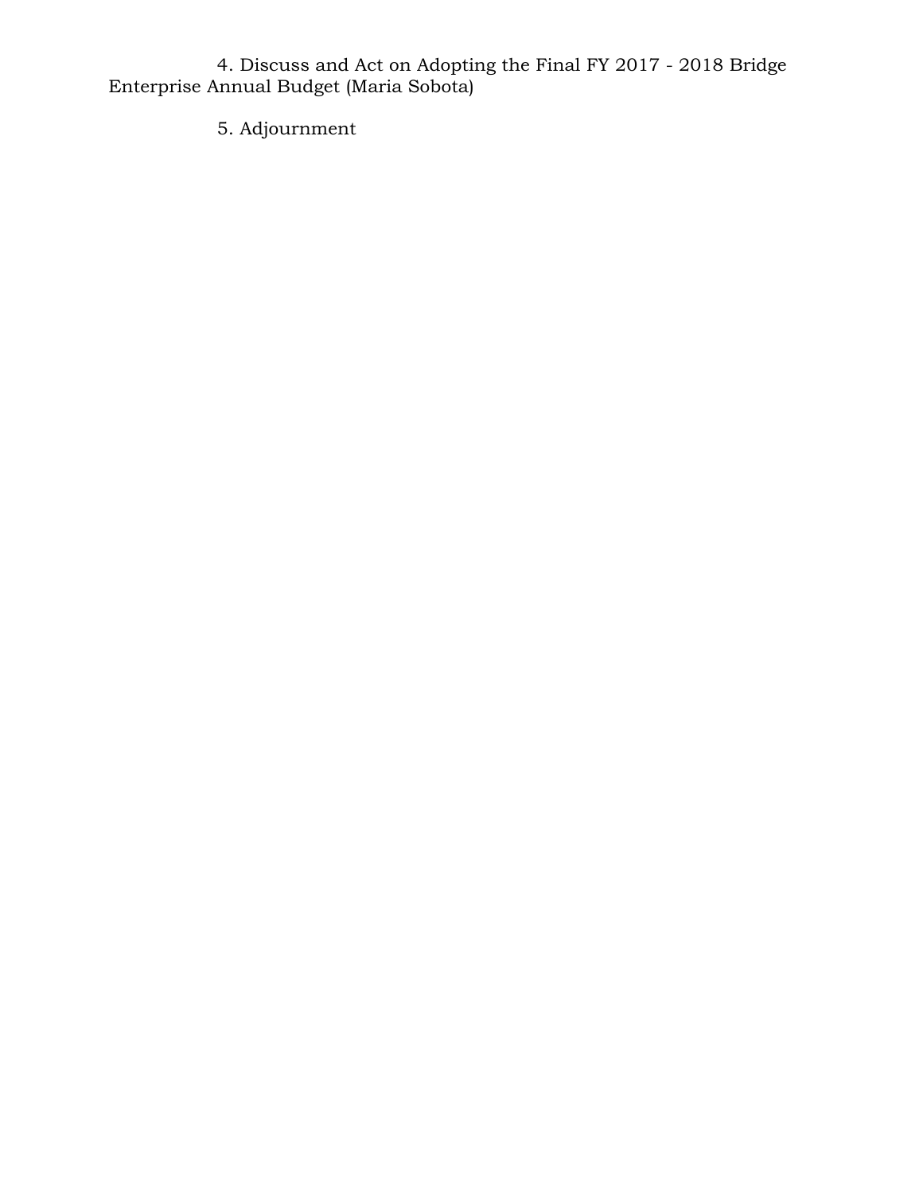4. Discuss and Act on Adopting the Final FY 2017 - 2018 Bridge Enterprise Annual Budget (Maria Sobota)

5. Adjournment